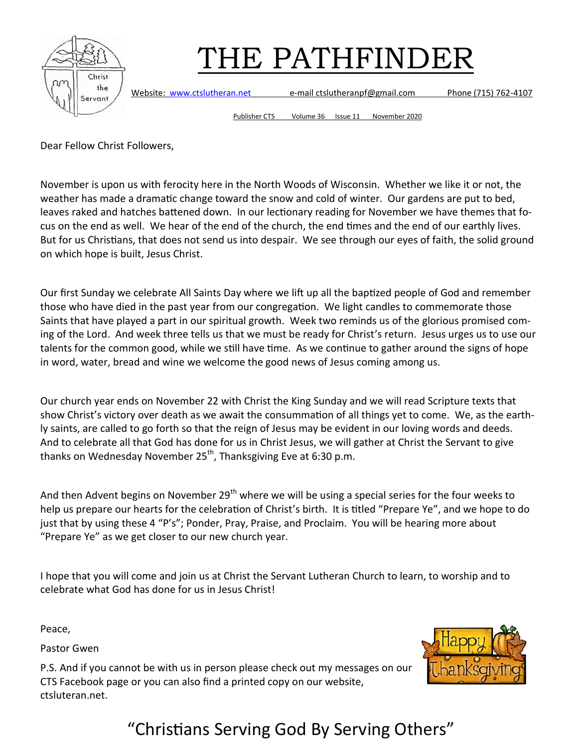# THE PATHFINDER

Website: www.ctslutheran.net e-mail ctslutheranpf@gmail.com Phone (715) 762-4107

Publisher CTS Volume 36 Issue 11 November 2020

Dear Fellow Christ Followers,

November is upon us with ferocity here in the North Woods of Wisconsin. Whether we like it or not, the weather has made a dramatic change toward the snow and cold of winter. Our gardens are put to bed, leaves raked and hatches battened down. In our lectionary reading for November we have themes that focus on the end as well. We hear of the end of the church, the end times and the end of our earthly lives. But for us Christians, that does not send us into despair. We see through our eyes of faith, the solid ground on which hope is built, Jesus Christ.

Our first Sunday we celebrate All Saints Day where we lift up all the baptized people of God and remember those who have died in the past year from our congregation. We light candles to commemorate those Saints that have played a part in our spiritual growth. Week two reminds us of the glorious promised coming of the Lord. And week three tells us that we must be ready for Christ's return. Jesus urges us to use our talents for the common good, while we still have time. As we continue to gather around the signs of hope in word, water, bread and wine we welcome the good news of Jesus coming among us.

Our church year ends on November 22 with Christ the King Sunday and we will read Scripture texts that show Christ's victory over death as we await the consummation of all things yet to come. We, as the earthly saints, are called to go forth so that the reign of Jesus may be evident in our loving words and deeds. And to celebrate all that God has done for us in Christ Jesus, we will gather at Christ the Servant to give thanks on Wednesday November 25th, Thanksgiving Eve at 6:30 p.m.

And then Advent begins on November 29th where we will be using a special series for the four weeks to help us prepare our hearts for the celebration of Christ's birth. It is titled "Prepare Ye", and we hope to do just that by using these 4 "P's"; Ponder, Pray, Praise, and Proclaim. You will be hearing more about "Prepare Ye" as we get closer to our new church year.

I hope that you will come and join us at Christ the Servant Lutheran Church to learn, to worship and to celebrate what God has done for us in Jesus Christ!

Peace,

Pastor Gwen

P.S. And if you cannot be with us in person please check out my messages on our CTS Facebook page or you can also find a printed copy on our website, ctsluteran.net.

"Christians Serving God By Serving Others"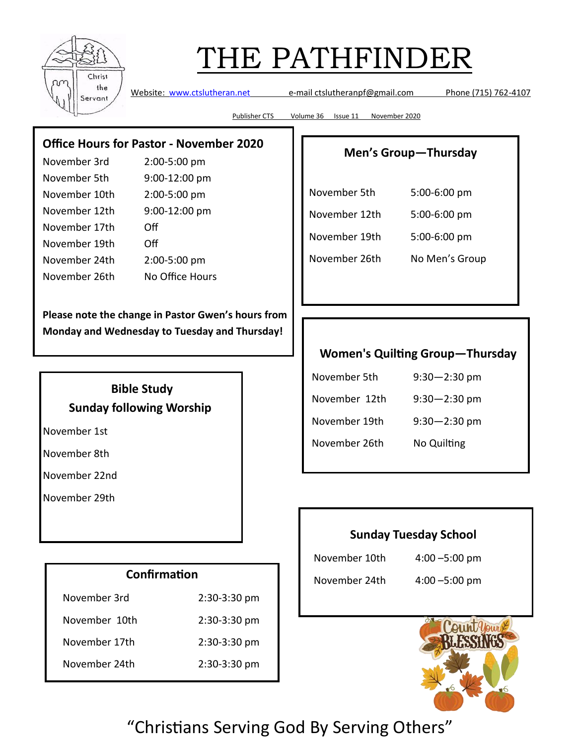# THE PATHFINDER

Website: www.ctslutheran.net e-mail ctslutheranpf@gmail.com Phone (715) 762-4107

Publisher CTS Volume 36 Issue 11 November 2020

## Office Hours for Pastor - November 2020

| | |
|---|---|
| November 3rd | 2:00-5:00 pm |
| November 5th | 9:00-12:00 pm |
| November 10th | 2:00-5:00 pm |
| November 12th | 9:00-12:00 pm |
| November 17th | Off |
| November 19th | Off |
| November 24th | 2:00-5:00 pm |
| November 26th | No Office Hours |

**Please note the change in Pastor Gwen's hours from Monday and Wednesday to Tuesday and Thursday!**

## Men's Group—Thursday

| | |
|---|---|
| November 5th | 5:00-6:00 pm |
| November 12th | 5:00-6:00 pm |
| November 19th | 5:00-6:00 pm |
| November 26th | No Men's Group |

## Women's Quilting Group—Thursday

| | |
|---|---|
| November 5th | 9:30—2:30 pm |
| November 12th | 9:30—2:30 pm |
| November 19th | 9:30—2:30 pm |
| November 26th | No Quilting |

## Bible Study
## Sunday following Worship

November 1st

November 8th

November 22nd

November 29th

## Sunday Tuesday School

| | |
|---|---|
| November 10th | 4:00 –5:00 pm |
| November 24th | 4:00 –5:00 pm |

## Confirmation

| | |
|---|---|
| November 3rd | 2:30-3:30 pm |
| November 10th | 2:30-3:30 pm |
| November 17th | 2:30-3:30 pm |
| November 24th | 2:30-3:30 pm |

"Christians Serving God By Serving Others"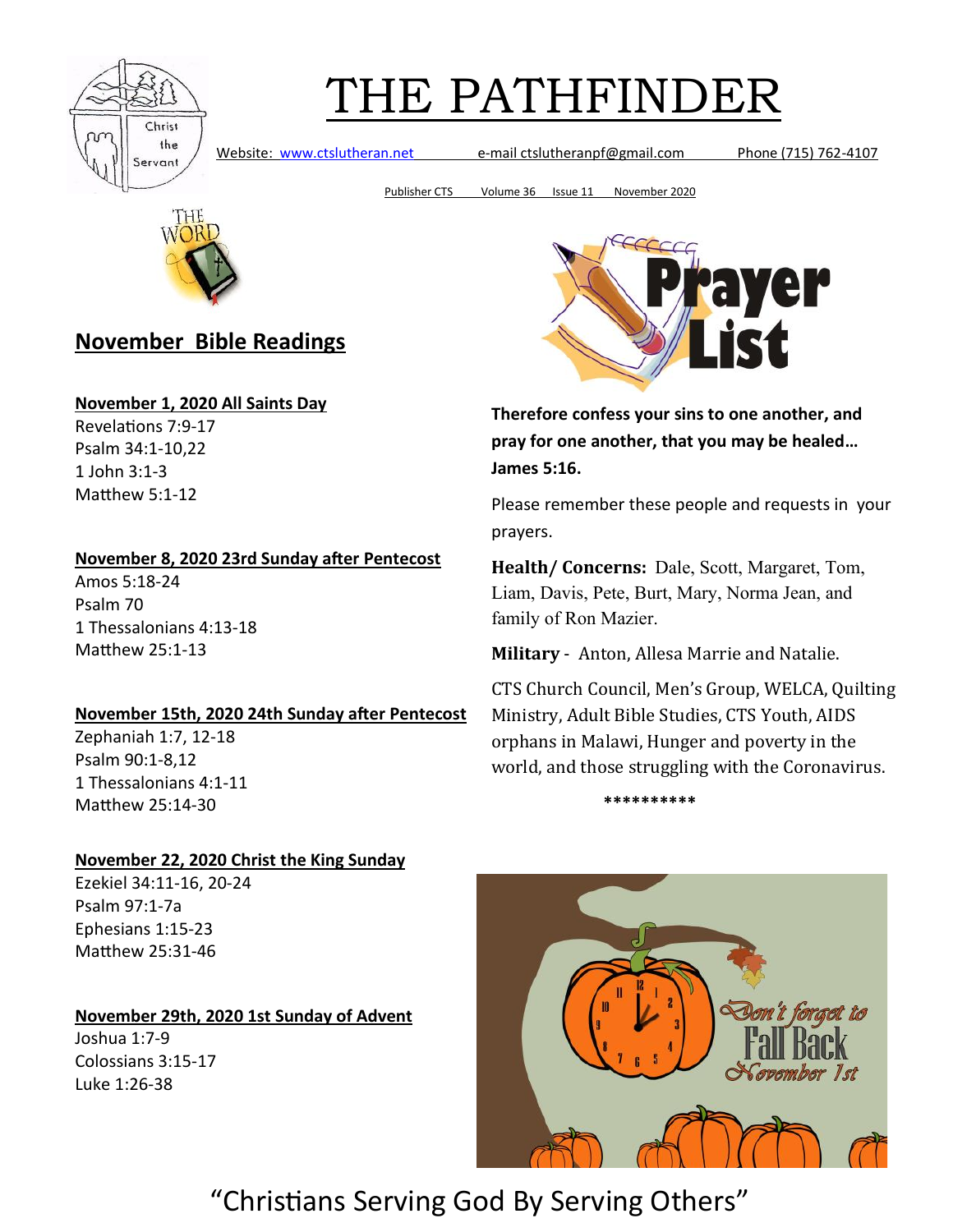# THE PATHFINDER

Website: www.ctslutheran.net e-mail ctslutheranpf@gmail.com Phone (715) 762-4107

Publisher CTS Volume 36 Issue 11 November 2020

## November Bible Readings

**November 1, 2020 All Saints Day**
Revelations 7:9-17
Psalm 34:1-10,22
1 John 3:1-3
Matthew 5:1-12

**November 8, 2020 23rd Sunday after Pentecost**
Amos 5:18-24
Psalm 70
1 Thessalonians 4:13-18
Matthew 25:1-13

**November 15th, 2020 24th Sunday after Pentecost**
Zephaniah 1:7, 12-18
Psalm 90:1-8,12
1 Thessalonians 4:1-11
Matthew 25:14-30

**November 22, 2020 Christ the King Sunday**
Ezekiel 34:11-16, 20-24
Psalm 97:1-7a
Ephesians 1:15-23
Matthew 25:31-46

**November 29th, 2020 1st Sunday of Advent**
Joshua 1:7-9
Colossians 3:15-17
Luke 1:26-38

## Prayer List

**Therefore confess your sins to one another, and pray for one another, that you may be healed… James 5:16.**

Please remember these people and requests in your prayers.

**Health/ Concerns:** Dale, Scott, Margaret, Tom, Liam, Davis, Pete, Burt, Mary, Norma Jean, and family of Ron Mazier.

**Military** - Anton, Allesa Marrie and Natalie.

CTS Church Council, Men's Group, WELCA, Quilting Ministry, Adult Bible Studies, CTS Youth, AIDS orphans in Malawi, Hunger and poverty in the world, and those struggling with the Coronavirus.

**********

Don't forget to Fall Back November 1st

"Christians Serving God By Serving Others"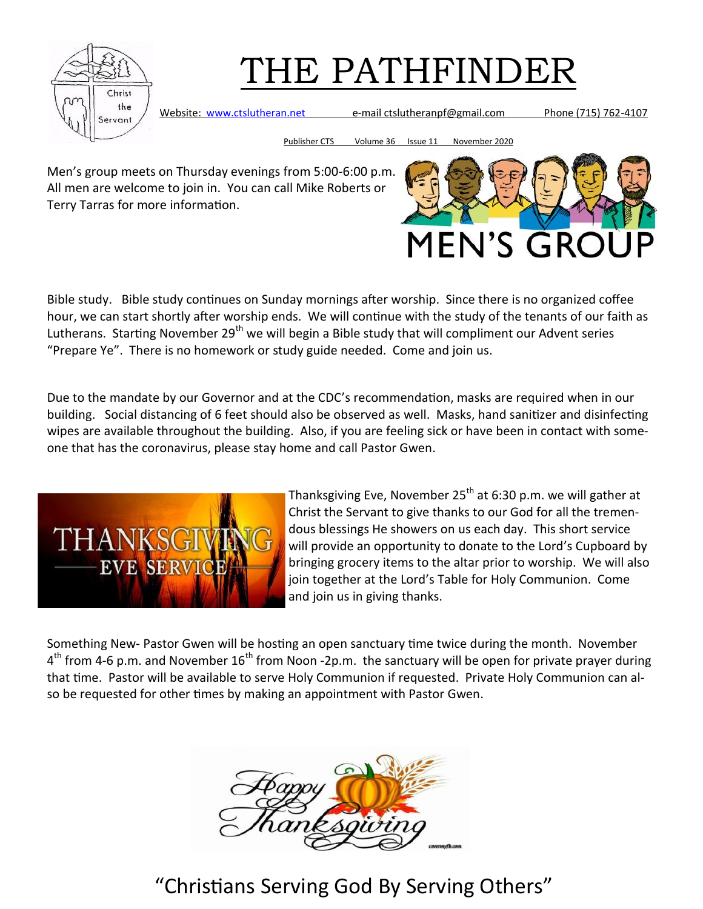# THE PATHFINDER

Website: www.ctslutheran.net e-mail ctslutheranpf@gmail.com Phone (715) 762-4107

Publisher CTS Volume 36 Issue 11 November 2020

Men's group meets on Thursday evenings from 5:00-6:00 p.m. All men are welcome to join in. You can call Mike Roberts or Terry Tarras for more information.

Bible study. Bible study continues on Sunday mornings after worship. Since there is no organized coffee hour, we can start shortly after worship ends. We will continue with the study of the tenants of our faith as Lutherans. Starting November 29th we will begin a Bible study that will compliment our Advent series "Prepare Ye". There is no homework or study guide needed. Come and join us.

Due to the mandate by our Governor and at the CDC's recommendation, masks are required when in our building. Social distancing of 6 feet should also be observed as well. Masks, hand sanitizer and disinfecting wipes are available throughout the building. Also, if you are feeling sick or have been in contact with someone that has the coronavirus, please stay home and call Pastor Gwen.

Thanksgiving Eve, November 25th at 6:30 p.m. we will gather at Christ the Servant to give thanks to our God for all the tremendous blessings He showers on us each day. This short service will provide an opportunity to donate to the Lord's Cupboard by bringing grocery items to the altar prior to worship. We will also join together at the Lord's Table for Holy Communion. Come and join us in giving thanks.

Something New- Pastor Gwen will be hosting an open sanctuary time twice during the month. November 4th from 4-6 p.m. and November 16th from Noon -2p.m. the sanctuary will be open for private prayer during that time. Pastor will be available to serve Holy Communion if requested. Private Holy Communion can also be requested for other times by making an appointment with Pastor Gwen.

"Christians Serving God By Serving Others"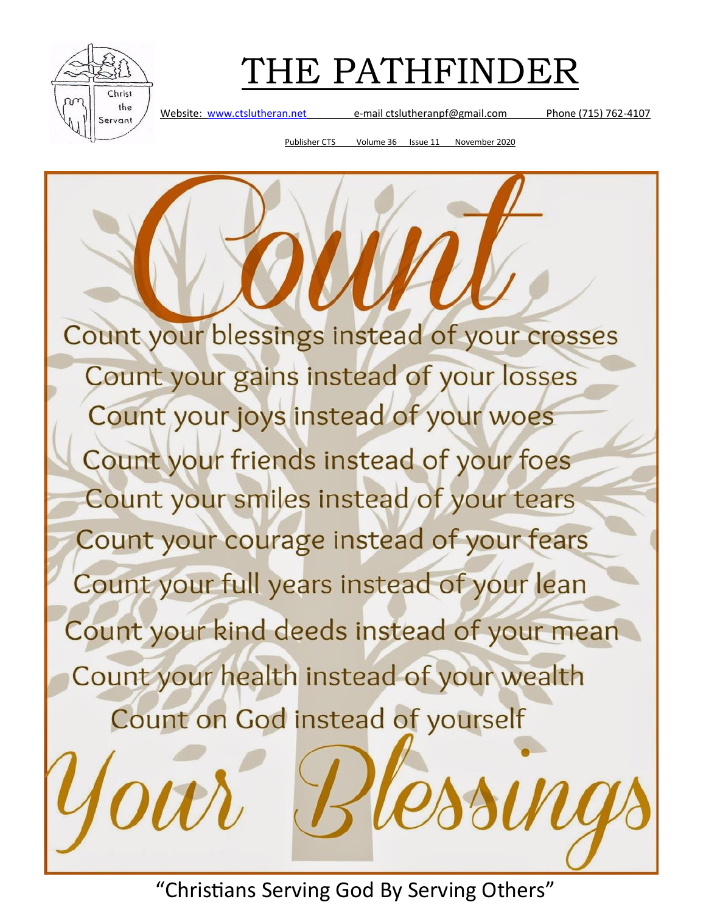# THE PATHFINDER

Website: [www.ctslutheran.net](http://www.ctslutheran.net) e-mail ctslutheranpf@gmail.com Phone (715) 762-4107

Publisher CTS Volume 36 Issue 11 November 2020

## Count

Count your blessings instead of your crosses
Count your gains instead of your losses
Count your joys instead of your woes
Count your friends instead of your foes
Count your smiles instead of your tears
Count your courage instead of your fears
Count your full years instead of your lean
Count your kind deeds instead of your mean
Count your health instead of your wealth
Count on God instead of yourself

## Your Blessings

"Christians Serving God By Serving Others"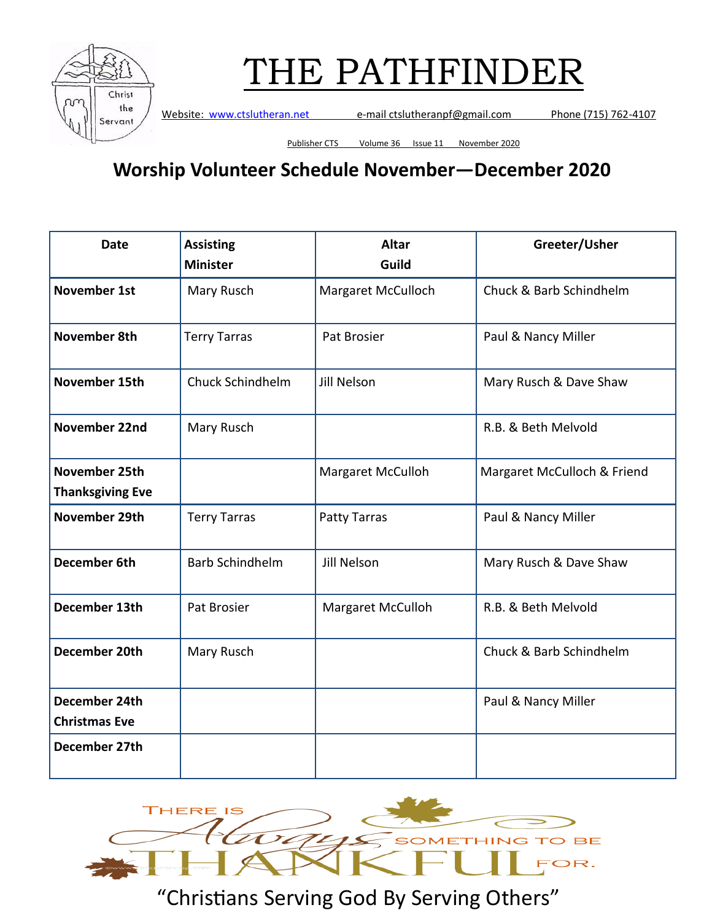# THE PATHFINDER

Website: www.ctslutheran.net e-mail ctslutheranpf@gmail.com Phone (715) 762-4107

Publisher CTS Volume 36 Issue 11 November 2020

## Worship Volunteer Schedule November—December 2020

| Date | Assisting Minister | Altar Guild | Greeter/Usher |
|---|---|---|---|
| **November 1st** | Mary Rusch | Margaret McCulloch | Chuck & Barb Schindhelm |
| **November 8th** | Terry Tarras | Pat Brosier | Paul & Nancy Miller |
| **November 15th** | Chuck Schindhelm | Jill Nelson | Mary Rusch & Dave Shaw |
| **November 22nd** | Mary Rusch | | R.B. & Beth Melvold |
| **November 25th Thanksgiving Eve** | | Margaret McCulloh | Margaret McCulloch & Friend |
| **November 29th** | Terry Tarras | Patty Tarras | Paul & Nancy Miller |
| **December 6th** | Barb Schindhelm | Jill Nelson | Mary Rusch & Dave Shaw |
| **December 13th** | Pat Brosier | Margaret McCulloh | R.B. & Beth Melvold |
| **December 20th** | Mary Rusch | | Chuck & Barb Schindhelm |
| **December 24th Christmas Eve** | | | Paul & Nancy Miller |
| **December 27th** | | | |

THERE IS *Always* SOMETHING TO BE THANKFUL FOR.

"Christians Serving God By Serving Others"